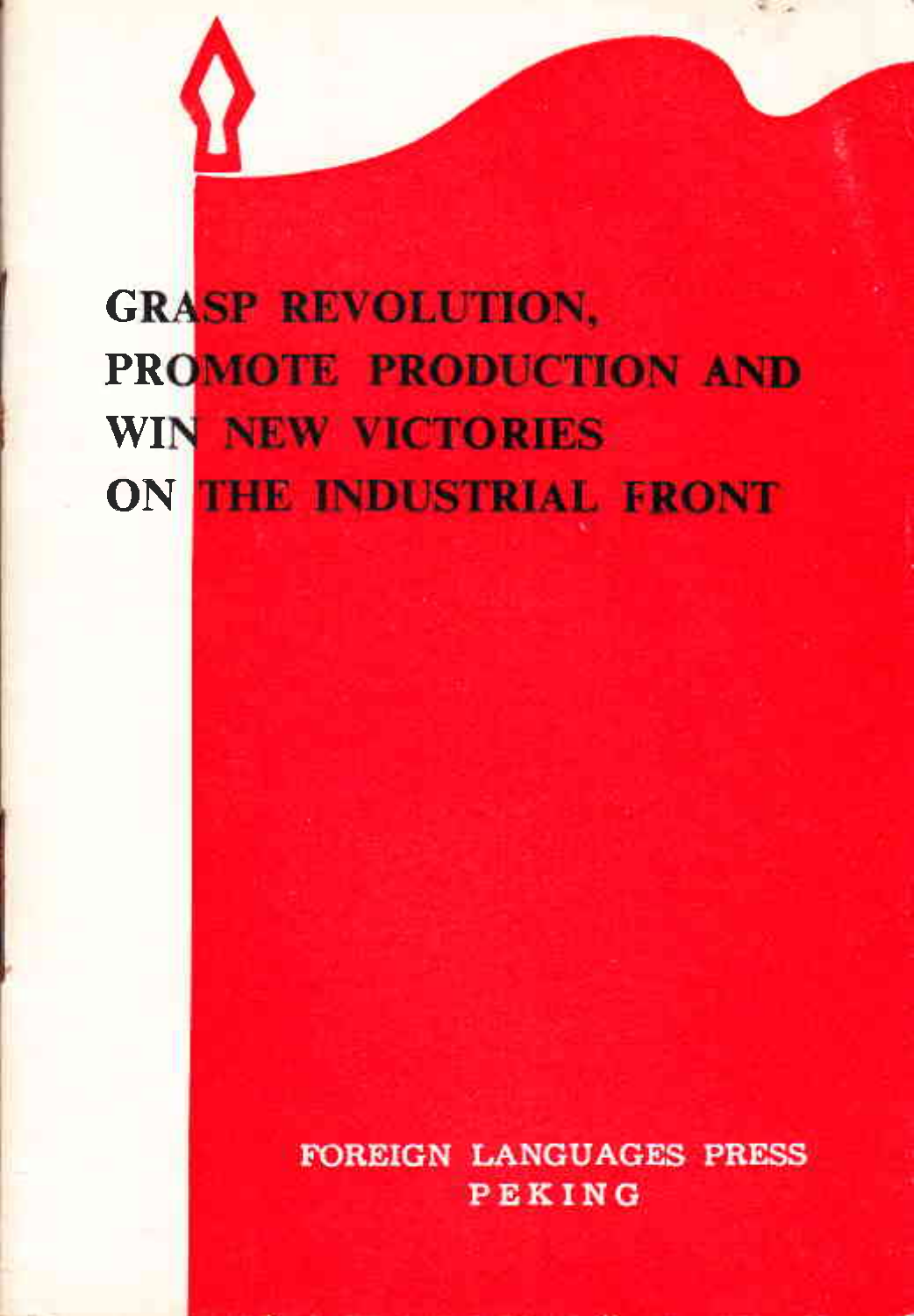# GRASP REVOLUTION, PROMOTE PRODUCTION AND WIN NEW VICTORIES ON THE INDUSTRIAL FRONT

FOREIGN LANGUAGES PRESS
PEKING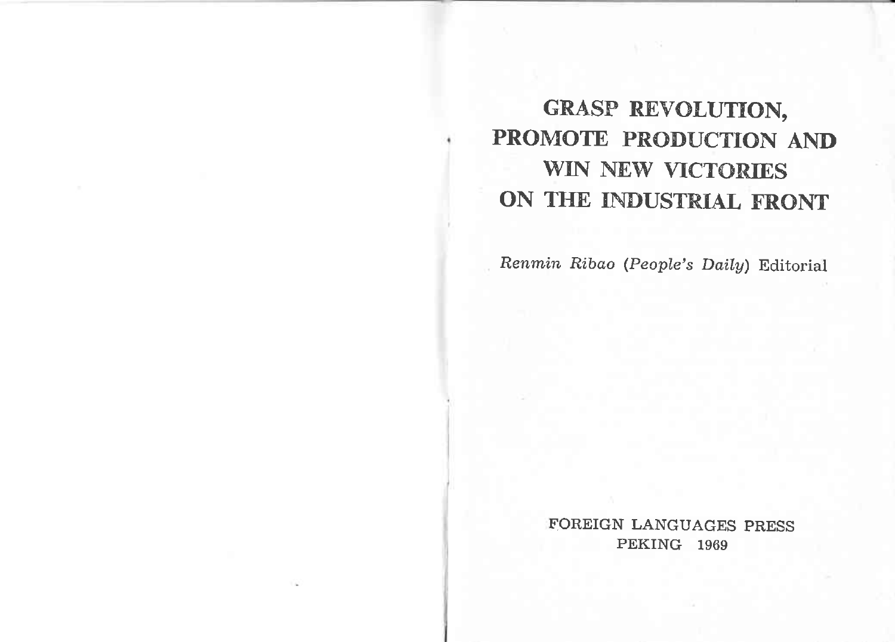# GRASP REVOLUTION, PROMOTE PRODUCTION AND WIN NEW VICTORIES ON THE INDUSTRIAL FRONT

*Renmin Ribao* (*People's Daily*) Editorial

FOREIGN LANGUAGES PRESS
PEKING 1969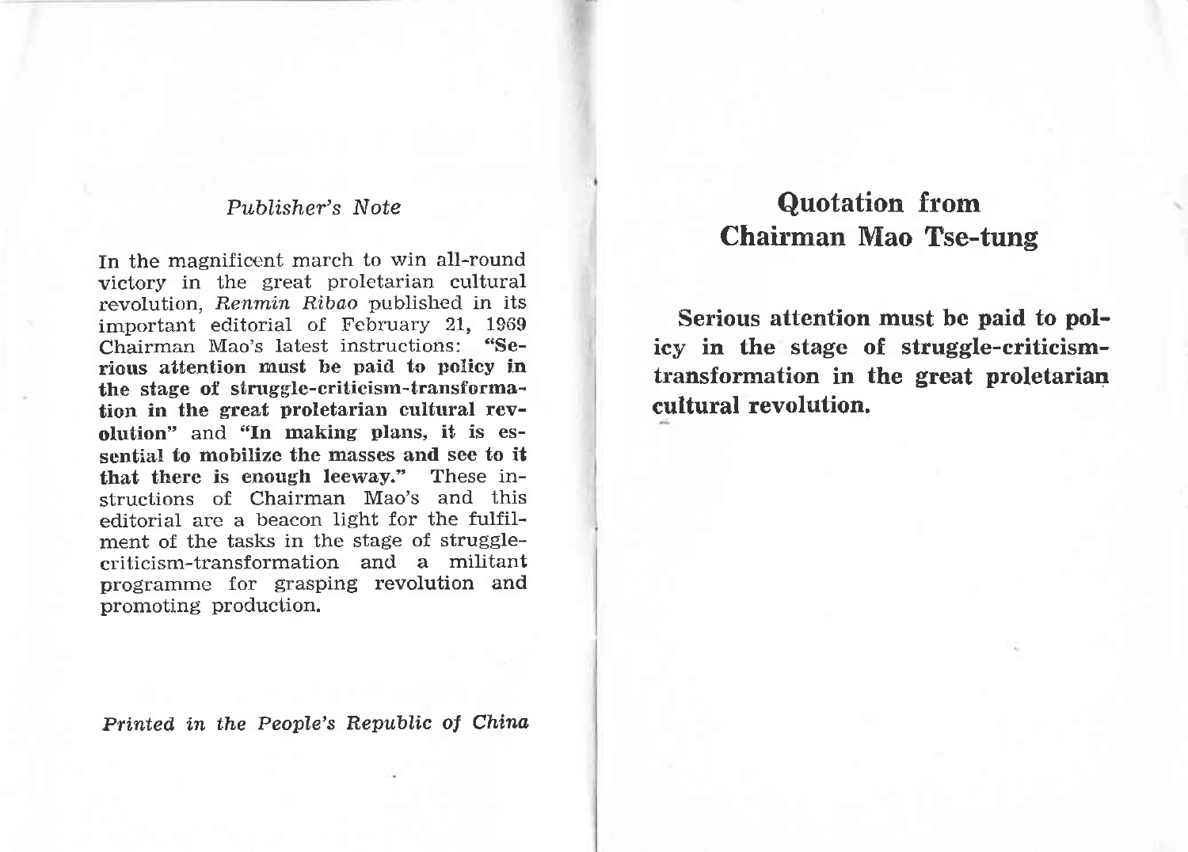*Publisher's Note*

In the magnificent march to win all-round victory in the great proletarian cultural revolution, *Renmin Ribao* published in its important editorial of February 21, 1969 Chairman Mao's latest instructions: "**Serious attention must be paid to policy in the stage of struggle-criticism-transformation in the great proletarian cultural revolution**" and "**In making plans, it is essential to mobilize the masses and see to it that there is enough leeway.**" These instructions of Chairman Mao's and this editorial are a beacon light for the fulfilment of the tasks in the stage of struggle-criticism-transformation and a militant programme for grasping revolution and promoting production.

*Printed in the People's Republic of China*

# Quotation from Chairman Mao Tse-tung

**Serious attention must be paid to policy in the stage of struggle-criticism-transformation in the great proletarian cultural revolution.**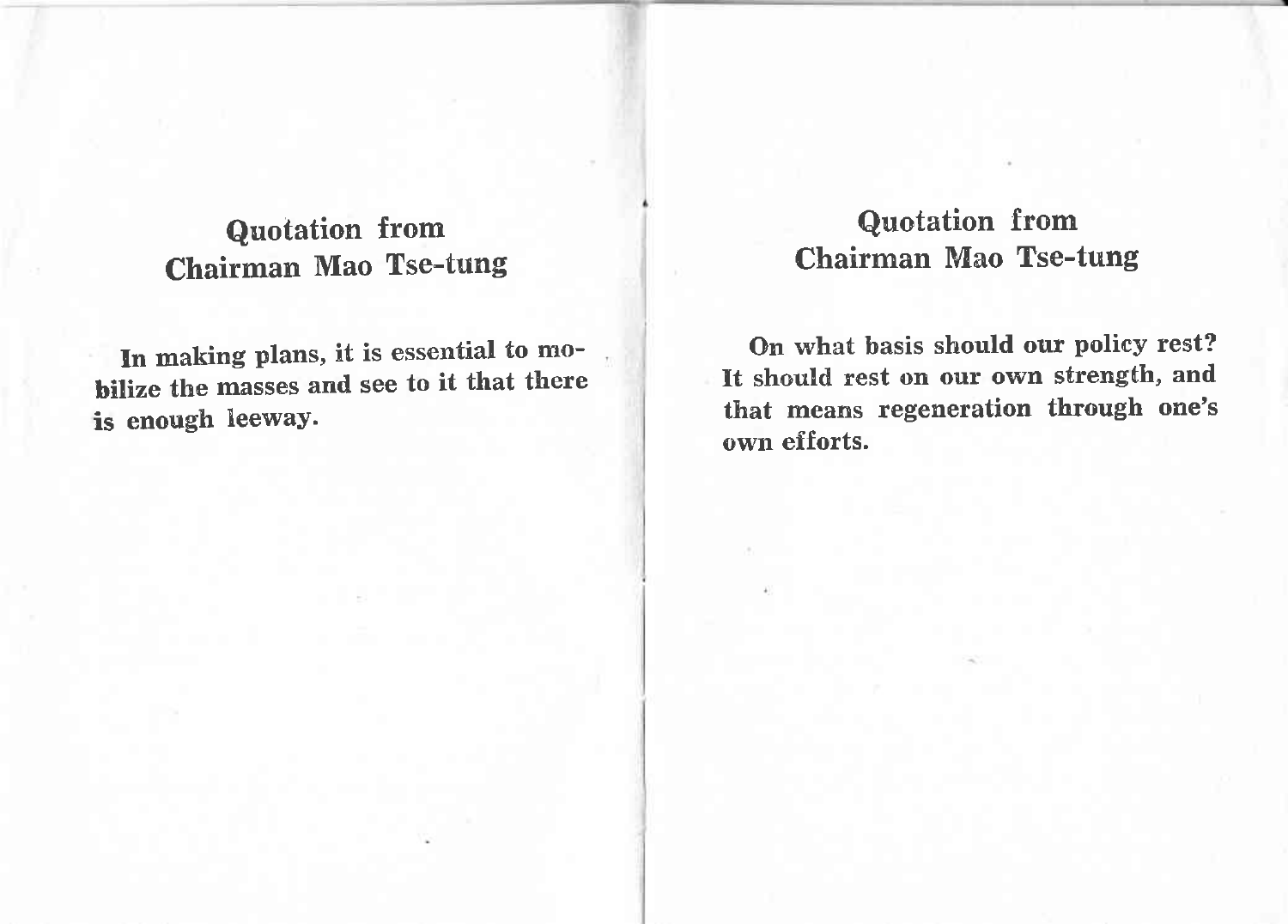## Quotation from Chairman Mao Tse-tung

**In making plans, it is essential to mobilize the masses and see to it that there is enough leeway.**

## Quotation from Chairman Mao Tse-tung

**On what basis should our policy rest? It should rest on our own strength, and that means regeneration through one's own efforts.**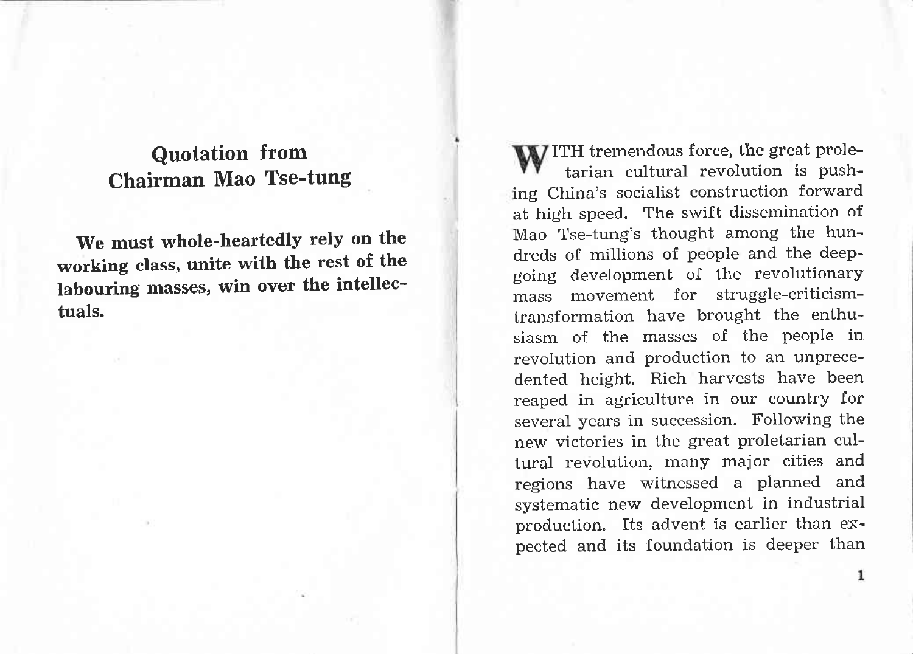## Quotation from Chairman Mao Tse-tung

**We must whole-heartedly rely on the working class, unite with the rest of the labouring masses, win over the intellectuals.**

WITH tremendous force, the great proletarian cultural revolution is pushing China's socialist construction forward at high speed. The swift dissemination of Mao Tse-tung's thought among the hundreds of millions of people and the deep-going development of the revolutionary mass movement for struggle-criticism-transformation have brought the enthusiasm of the masses of the people in revolution and production to an unprecedented height. Rich harvests have been reaped in agriculture in our country for several years in succession. Following the new victories in the great proletarian cultural revolution, many major cities and regions have witnessed a planned and systematic new development in industrial production. Its advent is earlier than expected and its foundation is deeper than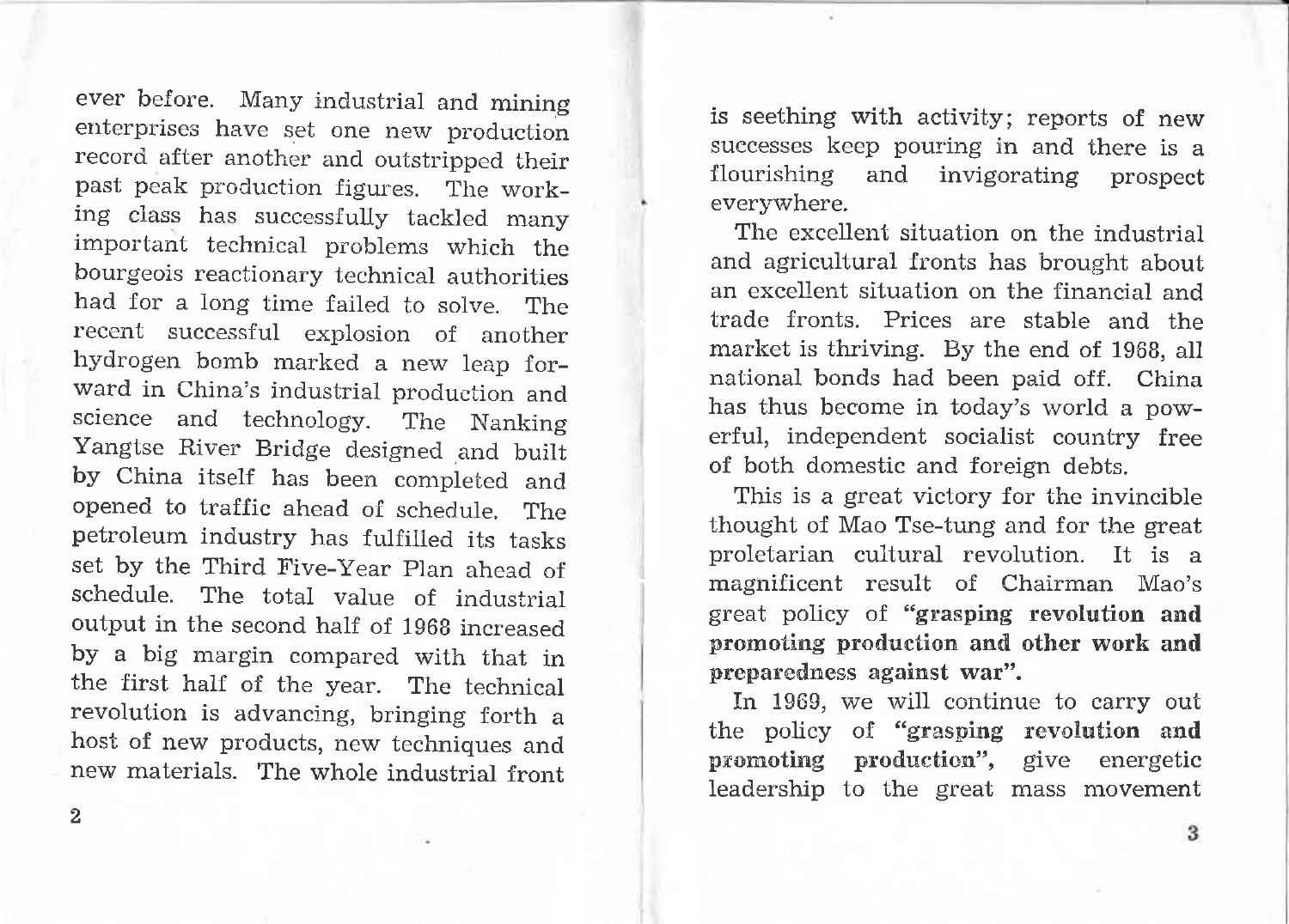ever before. Many industrial and mining enterprises have set one new production record after another and outstripped their past peak production figures. The working class has successfully tackled many important technical problems which the bourgeois reactionary technical authorities had for a long time failed to solve. The recent successful explosion of another hydrogen bomb marked a new leap forward in China's industrial production and science and technology. The Nanking Yangtse River Bridge designed and built by China itself has been completed and opened to traffic ahead of schedule. The petroleum industry has fulfilled its tasks set by the Third Five-Year Plan ahead of schedule. The total value of industrial output in the second half of 1968 increased by a big margin compared with that in the first half of the year. The technical revolution is advancing, bringing forth a host of new products, new techniques and new materials. The whole industrial front is seething with activity; reports of new successes keep pouring in and there is a flourishing and invigorating prospect everywhere.

The excellent situation on the industrial and agricultural fronts has brought about an excellent situation on the financial and trade fronts. Prices are stable and the market is thriving. By the end of 1968, all national bonds had been paid off. China has thus become in today's world a powerful, independent socialist country free of both domestic and foreign debts.

This is a great victory for the invincible thought of Mao Tse-tung and for the great proletarian cultural revolution. It is a magnificent result of Chairman Mao's great policy of **"grasping revolution and promoting production and other work and preparedness against war".**

In 1969, we will continue to carry out the policy of **"grasping revolution and promoting production"**, give energetic leadership to the great mass movement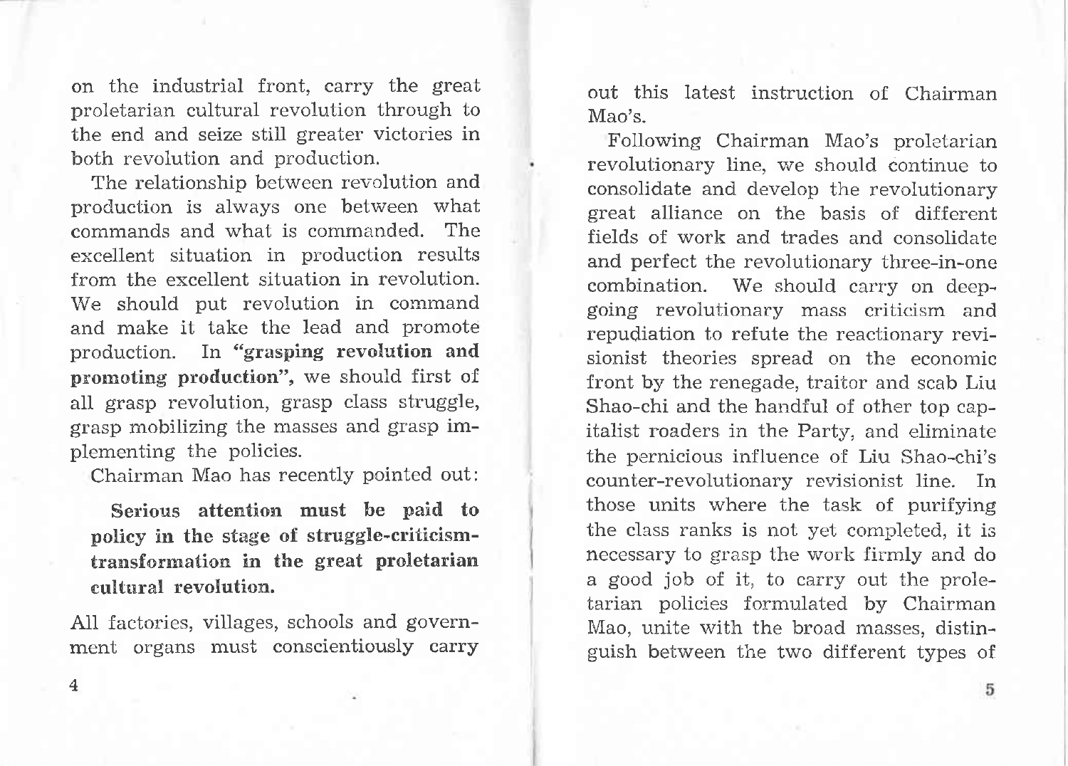on the industrial front, carry the great proletarian cultural revolution through to the end and seize still greater victories in both revolution and production.

The relationship between revolution and production is always one between what commands and what is commanded. The excellent situation in production results from the excellent situation in revolution. We should put revolution in command and make it take the lead and promote production. In **"grasping revolution and promoting production"**, we should first of all grasp revolution, grasp class struggle, grasp mobilizing the masses and grasp implementing the policies.

Chairman Mao has recently pointed out:

> **Serious attention must be paid to policy in the stage of struggle-criticism-transformation in the great proletarian cultural revolution.**

All factories, villages, schools and government organs must conscientiously carry out this latest instruction of Chairman Mao's.

Following Chairman Mao's proletarian revolutionary line, we should continue to consolidate and develop the revolutionary great alliance on the basis of different fields of work and trades and consolidate and perfect the revolutionary three-in-one combination. We should carry on deep-going revolutionary mass criticism and repudiation to refute the reactionary revisionist theories spread on the economic front by the renegade, traitor and scab Liu Shao-chi and the handful of other top capitalist roaders in the Party, and eliminate the pernicious influence of Liu Shao-chi's counter-revolutionary revisionist line. In those units where the task of purifying the class ranks is not yet completed, it is necessary to grasp the work firmly and do a good job of it, to carry out the proletarian policies formulated by Chairman Mao, unite with the broad masses, distinguish between the two different types of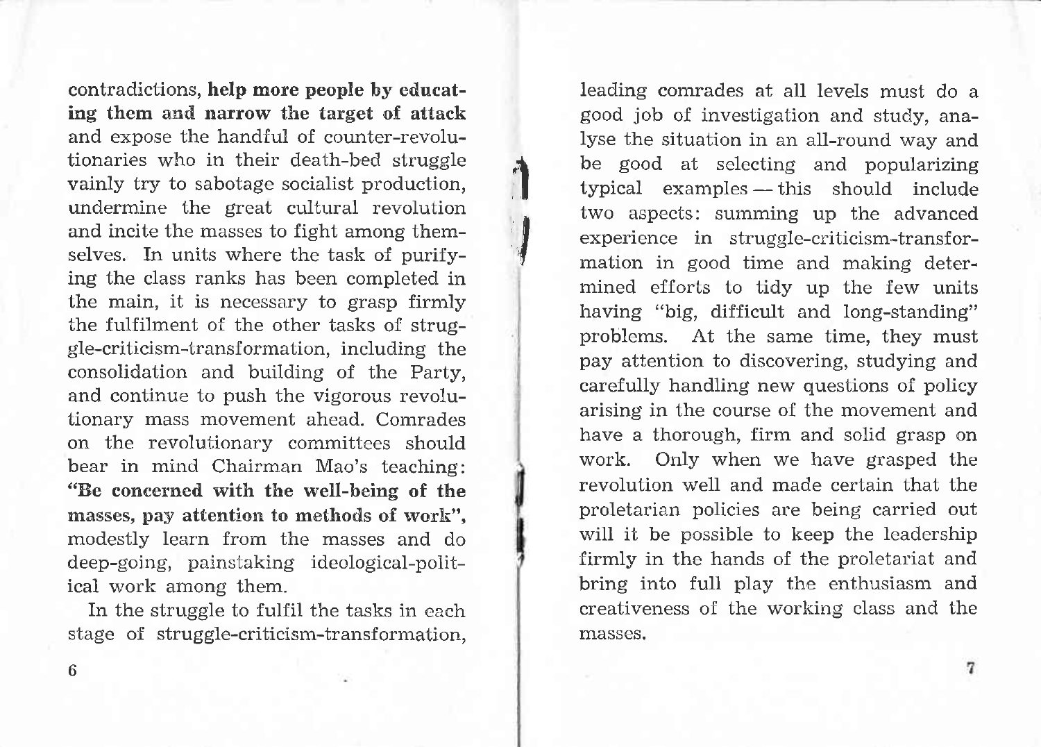contradictions, **help more people by educating them and narrow the target of attack** and expose the handful of counter-revolutionaries who in their death-bed struggle vainly try to sabotage socialist production, undermine the great cultural revolution and incite the masses to fight among themselves. In units where the task of purifying the class ranks has been completed in the main, it is necessary to grasp firmly the fulfilment of the other tasks of struggle-criticism-transformation, including the consolidation and building of the Party, and continue to push the vigorous revolutionary mass movement ahead. Comrades on the revolutionary committees should bear in mind Chairman Mao's teaching: **"Be concerned with the well-being of the masses, pay attention to methods of work"**, modestly learn from the masses and do deep-going, painstaking ideological-political work among them.

In the struggle to fulfil the tasks in each stage of struggle-criticism-transformation, leading comrades at all levels must do a good job of investigation and study, analyse the situation in an all-round way and be good at selecting and popularizing typical examples — this should include two aspects: summing up the advanced experience in struggle-criticism-transformation in good time and making determined efforts to tidy up the few units having "big, difficult and long-standing" problems. At the same time, they must pay attention to discovering, studying and carefully handling new questions of policy arising in the course of the movement and have a thorough, firm and solid grasp on work. Only when we have grasped the revolution well and made certain that the proletarian policies are being carried out will it be possible to keep the leadership firmly in the hands of the proletariat and bring into full play the enthusiasm and creativeness of the working class and the masses.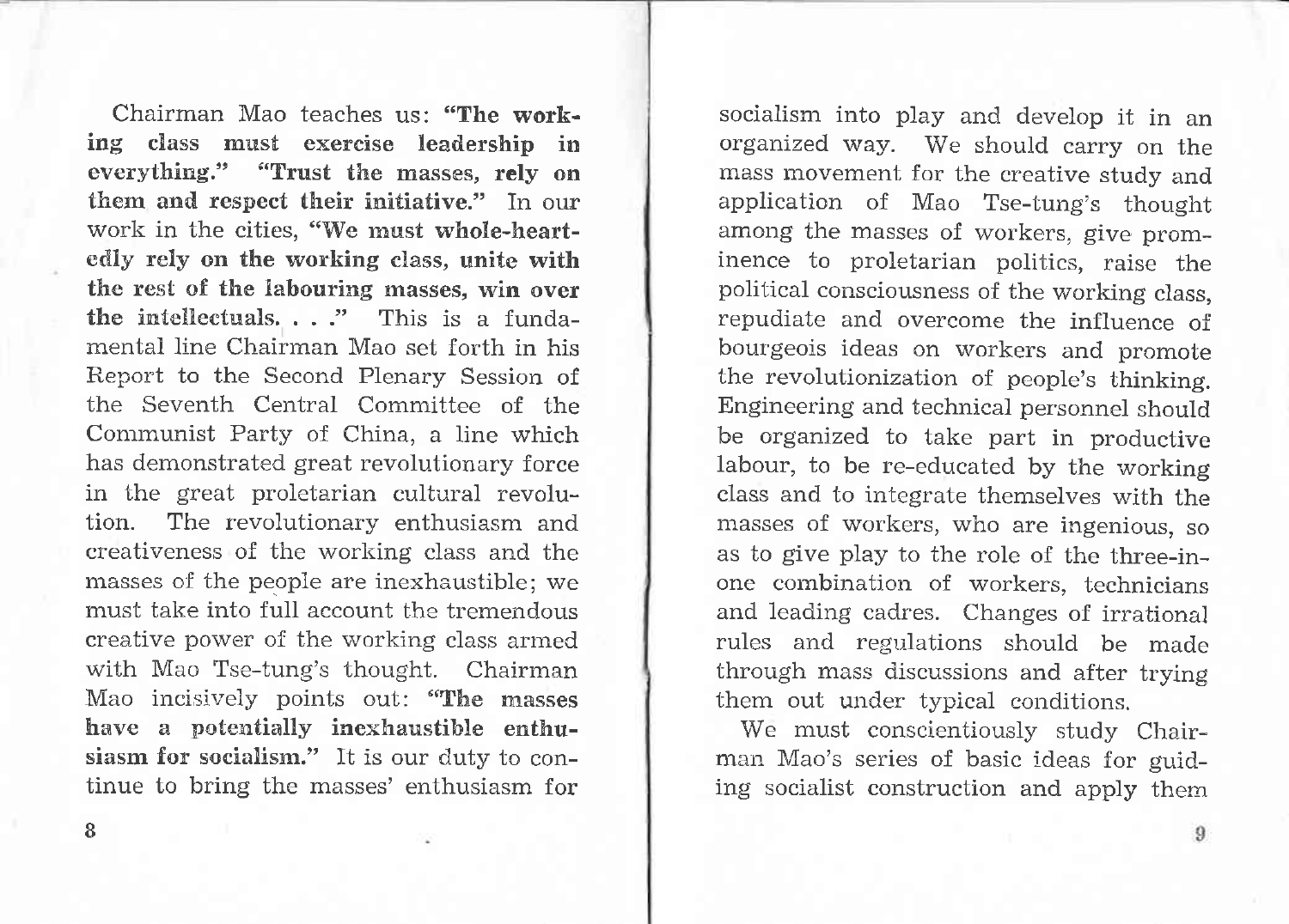Chairman Mao teaches us: **"The working class must exercise leadership in everything." "Trust the masses, rely on them and respect their initiative."** In our work in the cities, **"We must whole-heartedly rely on the working class, unite with the rest of the labouring masses, win over the intellectuals. . . ."** This is a fundamental line Chairman Mao set forth in his Report to the Second Plenary Session of the Seventh Central Committee of the Communist Party of China, a line which has demonstrated great revolutionary force in the great proletarian cultural revolution. The revolutionary enthusiasm and creativeness of the working class and the masses of the people are inexhaustible; we must take into full account the tremendous creative power of the working class armed with Mao Tse-tung's thought. Chairman Mao incisively points out: **"The masses have a potentially inexhaustible enthusiasm for socialism."** It is our duty to continue to bring the masses' enthusiasm for socialism into play and develop it in an organized way. We should carry on the mass movement for the creative study and application of Mao Tse-tung's thought among the masses of workers, give prominence to proletarian politics, raise the political consciousness of the working class, repudiate and overcome the influence of bourgeois ideas on workers and promote the revolutionization of people's thinking. Engineering and technical personnel should be organized to take part in productive labour, to be re-educated by the working class and to integrate themselves with the masses of workers, who are ingenious, so as to give play to the role of the three-in-one combination of workers, technicians and leading cadres. Changes of irrational rules and regulations should be made through mass discussions and after trying them out under typical conditions.

We must conscientiously study Chairman Mao's series of basic ideas for guiding socialist construction and apply them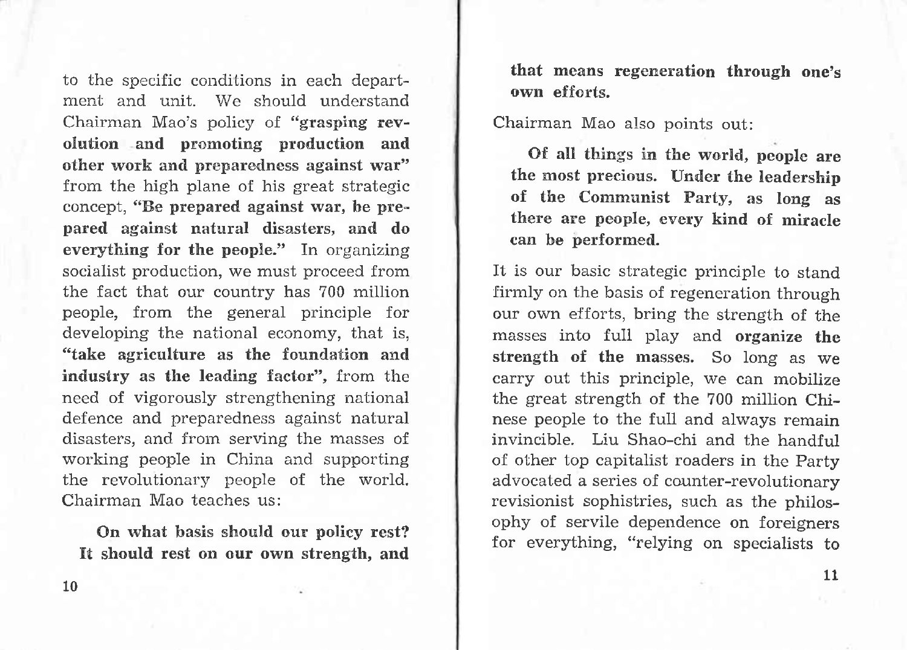to the specific conditions in each department and unit. We should understand Chairman Mao's policy of "**grasping revolution and promoting production and other work and preparedness against war**" from the high plane of his great strategic concept, "**Be prepared against war, be prepared against natural disasters, and do everything for the people.**" In organizing socialist production, we must proceed from the fact that our country has 700 million people, from the general principle for developing the national economy, that is, "**take agriculture as the foundation and industry as the leading factor**", from the need of vigorously strengthening national defence and preparedness against natural disasters, and from serving the masses of working people in China and supporting the revolutionary people of the world. Chairman Mao teaches us:

> **On what basis should our policy rest? It should rest on our own strength, and that means regeneration through one's own efforts.**

Chairman Mao also points out:

> **Of all things in the world, people are the most precious. Under the leadership of the Communist Party, as long as there are people, every kind of miracle can be performed.**

It is our basic strategic principle to stand firmly on the basis of regeneration through our own efforts, bring the strength of the masses into full play and **organize the strength of the masses.** So long as we carry out this principle, we can mobilize the great strength of the 700 million Chinese people to the full and always remain invincible. Liu Shao-chi and the handful of other top capitalist roaders in the Party advocated a series of counter-revolutionary revisionist sophistries, such as the philosophy of servile dependence on foreigners for everything, "relying on specialists to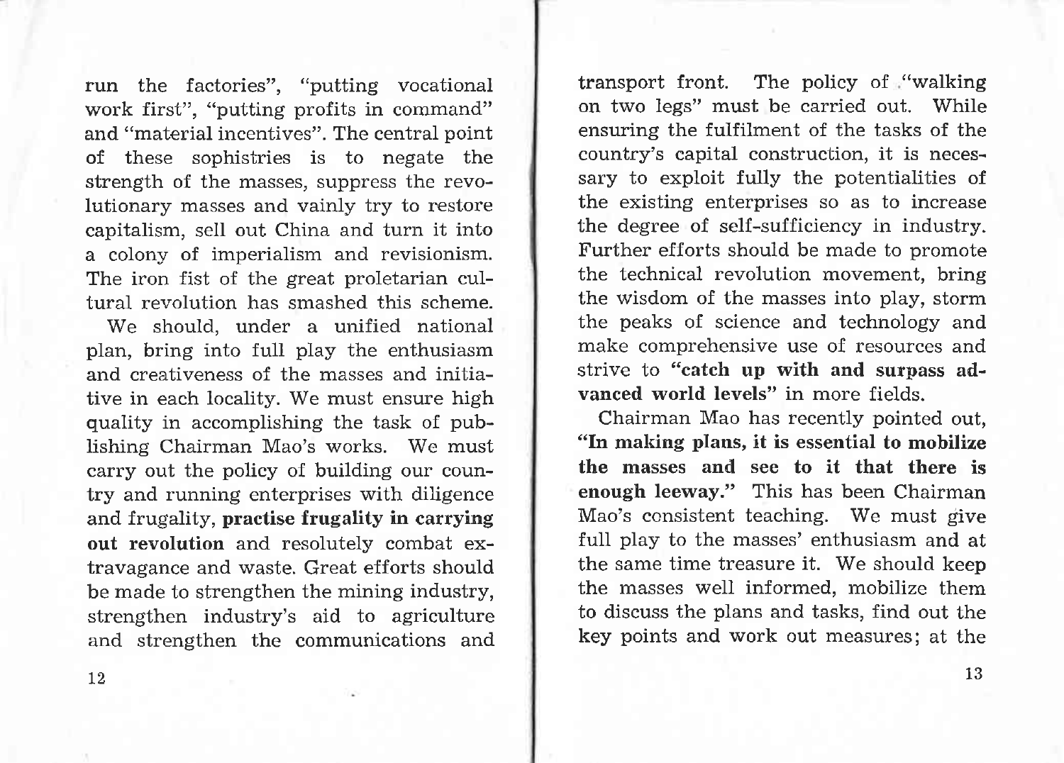run the factories", "putting vocational work first", "putting profits in command" and "material incentives". The central point of these sophistries is to negate the strength of the masses, suppress the revolutionary masses and vainly try to restore capitalism, sell out China and turn it into a colony of imperialism and revisionism. The iron fist of the great proletarian cultural revolution has smashed this scheme.

We should, under a unified national plan, bring into full play the enthusiasm and creativeness of the masses and initiative in each locality. We must ensure high quality in accomplishing the task of publishing Chairman Mao's works. We must carry out the policy of building our country and running enterprises with diligence and frugality, **practise frugality in carrying out revolution** and resolutely combat extravagance and waste. Great efforts should be made to strengthen the mining industry, strengthen industry's aid to agriculture and strengthen the communications and transport front. The policy of "walking on two legs" must be carried out. While ensuring the fulfilment of the tasks of the country's capital construction, it is necessary to exploit fully the potentialities of the existing enterprises so as to increase the degree of self-sufficiency in industry. Further efforts should be made to promote the technical revolution movement, bring the wisdom of the masses into play, storm the peaks of science and technology and make comprehensive use of resources and strive to **"catch up with and surpass advanced world levels"** in more fields.

Chairman Mao has recently pointed out, **"In making plans, it is essential to mobilize the masses and see to it that there is enough leeway."** This has been Chairman Mao's consistent teaching. We must give full play to the masses' enthusiasm and at the same time treasure it. We should keep the masses well informed, mobilize them to discuss the plans and tasks, find out the key points and work out measures; at the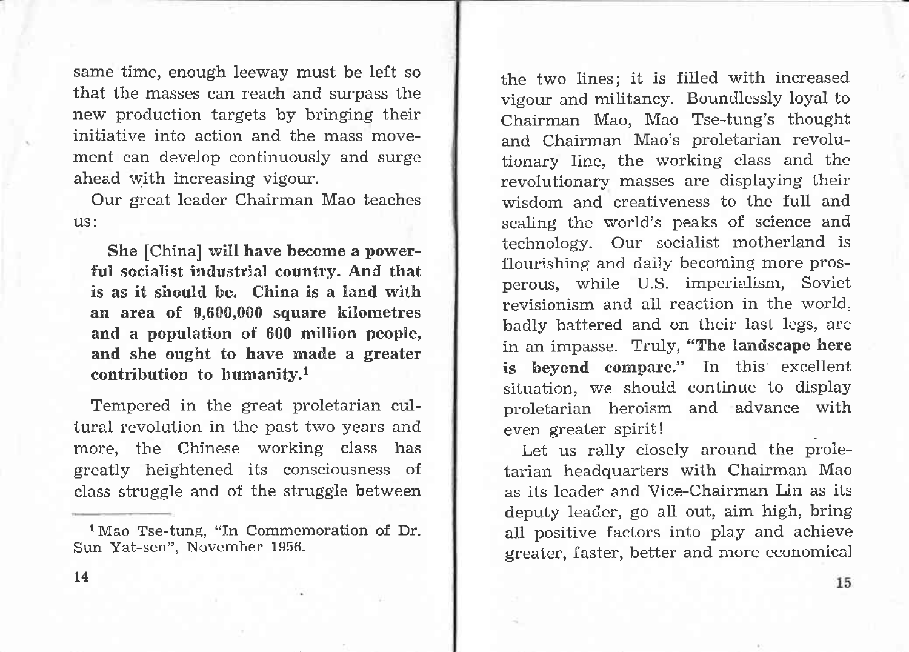same time, enough leeway must be left so that the masses can reach and surpass the new production targets by bringing their initiative into action and the mass movement can develop continuously and surge ahead with increasing vigour.

Our great leader Chairman Mao teaches us:

> **She** [China] **will have become a powerful socialist industrial country. And that is as it should be. China is a land with an area of 9,600,000 square kilometres and a population of 600 million people, and she ought to have made a greater contribution to humanity.**[1]

Tempered in the great proletarian cultural revolution in the past two years and more, the Chinese working class has greatly heightened its consciousness of class struggle and of the struggle between the two lines; it is filled with increased vigour and militancy. Boundlessly loyal to Chairman Mao, Mao Tse-tung's thought and Chairman Mao's proletarian revolutionary line, the working class and the revolutionary masses are displaying their wisdom and creativeness to the full and scaling the world's peaks of science and technology. Our socialist motherland is flourishing and daily becoming more prosperous, while U.S. imperialism, Soviet revisionism and all reaction in the world, badly battered and on their last legs, are in an impasse. Truly, **"The landscape here is beyond compare."** In this excellent situation, we should continue to display proletarian heroism and advance with even greater spirit!

Let us rally closely around the proletarian headquarters with Chairman Mao as its leader and Vice-Chairman Lin as its deputy leader, go all out, aim high, bring all positive factors into play and achieve greater, faster, better and more economical

---

[1] Mao Tse-tung, "In Commemoration of Dr. Sun Yat-sen", November 1956.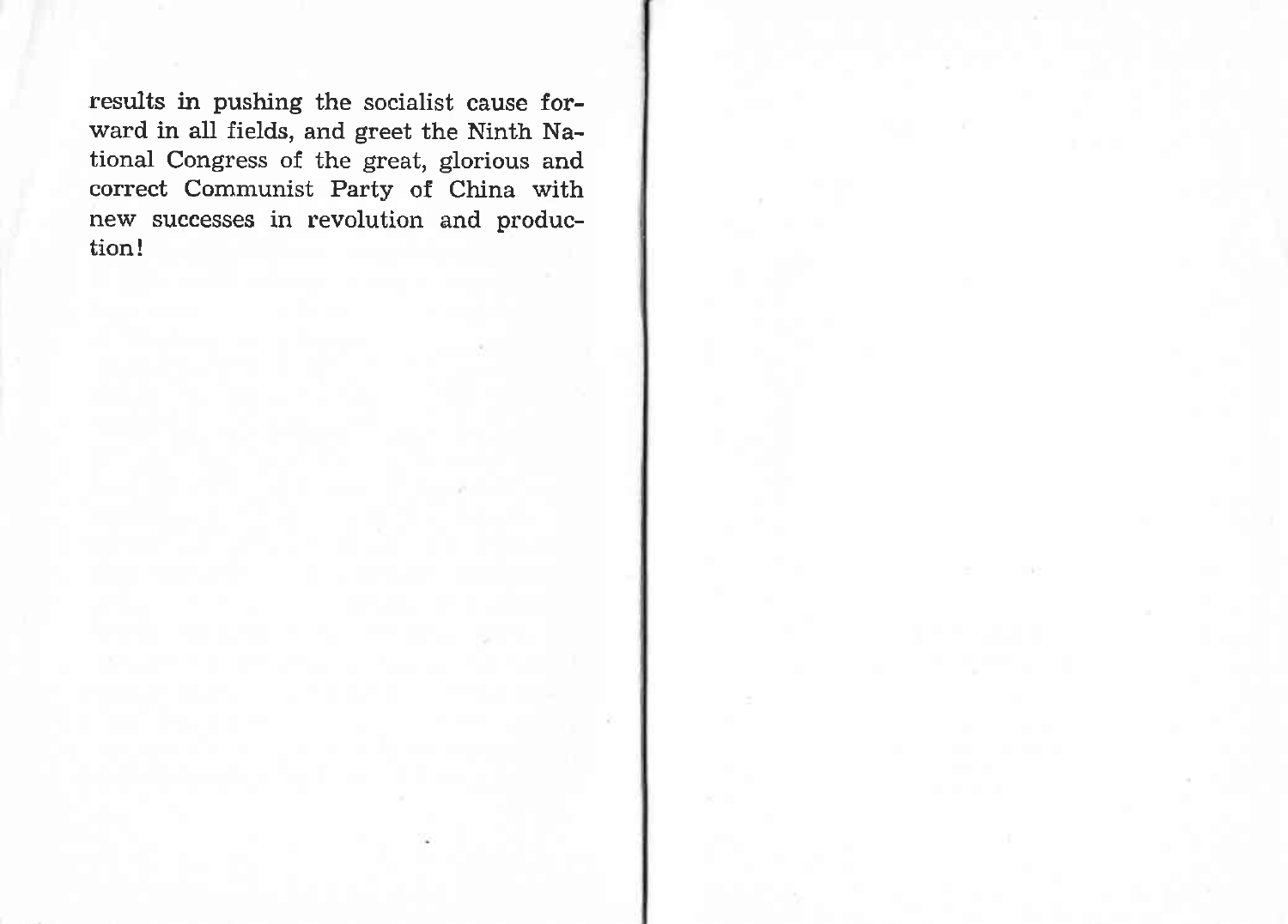results in pushing the socialist cause forward in all fields, and greet the Ninth National Congress of the great, glorious and correct Communist Party of China with new successes in revolution and production!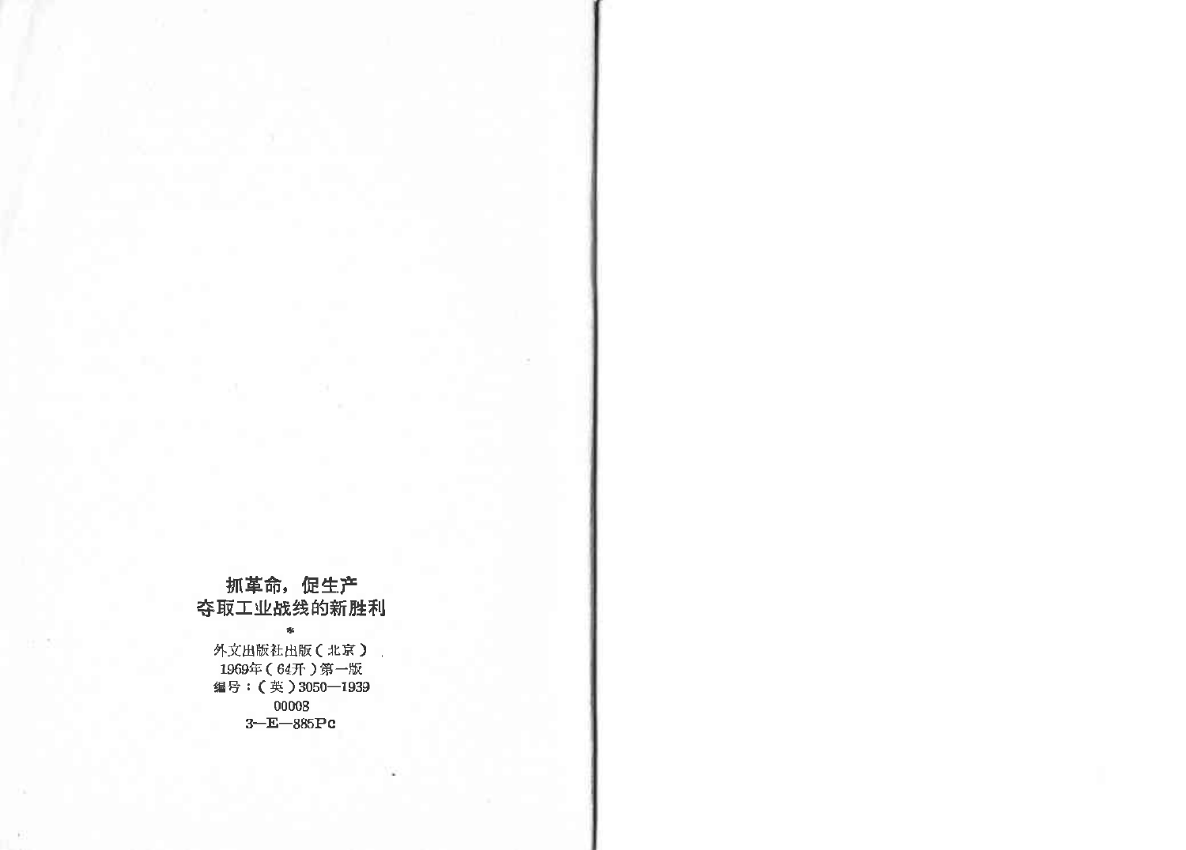**抓革命，促生产**
**夺取工业战线的新胜利**

*

外文出版社出版（北京）
1969年（64开）第一版
编号：（英）3050—1939
00008
3—E—885Pc